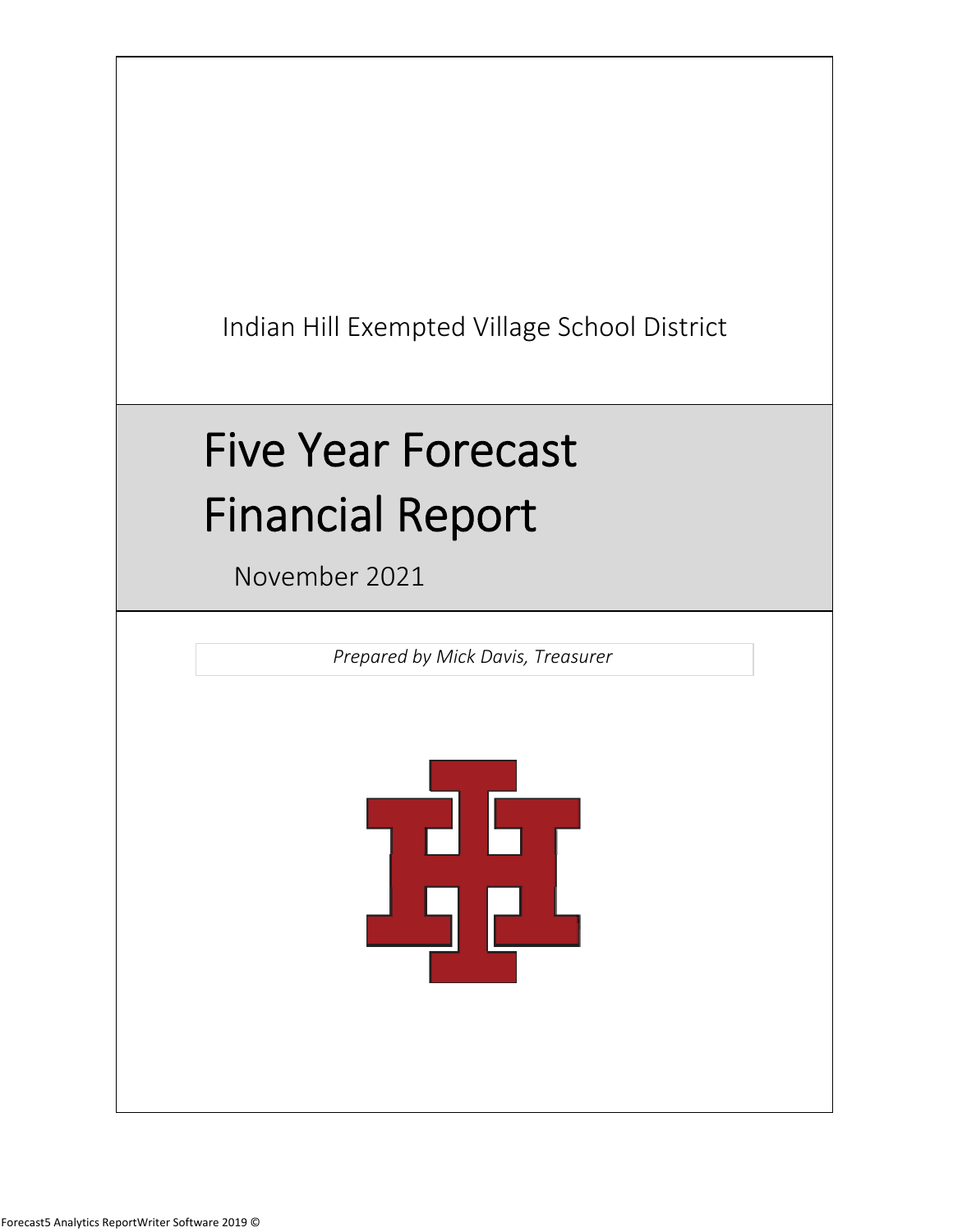Indian Hill Exempted Village School District

# Five Year Forecast Financial Report

November 2021

*Prepared by Mick Davis, Treasurer*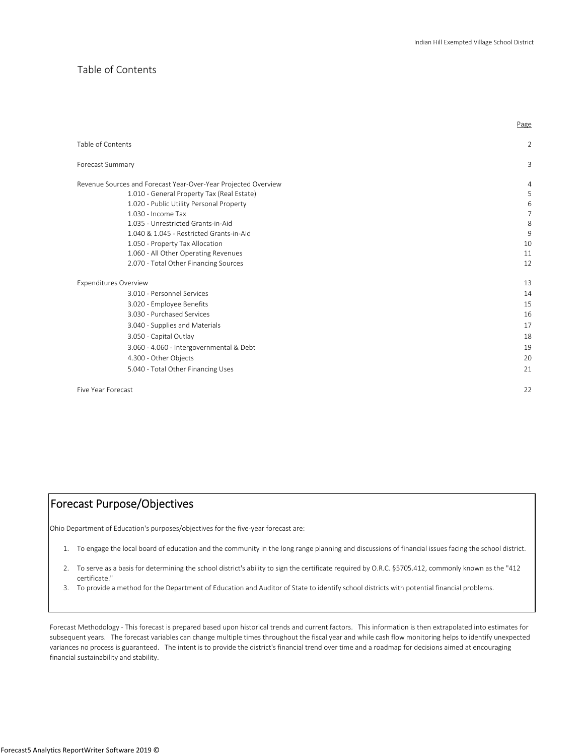## Table of Contents

| | Page |
|---|---|
| Table of Contents | 2 |
| Forecast Summary | 3 |
| Revenue Sources and Forecast Year-Over-Year Projected Overview | 4 |
| 1.010 - General Property Tax (Real Estate) | 5 |
| 1.020 - Public Utility Personal Property | 6 |
| 1.030 - Income Tax | 7 |
| 1.035 - Unrestricted Grants-in-Aid | 8 |
| 1.040 & 1.045 - Restricted Grants-in-Aid | 9 |
| 1.050 - Property Tax Allocation | 10 |
| 1.060 - All Other Operating Revenues | 11 |
| 2.070 - Total Other Financing Sources | 12 |
| Expenditures Overview | 13 |
| 3.010 - Personnel Services | 14 |
| 3.020 - Employee Benefits | 15 |
| 3.030 - Purchased Services | 16 |
| 3.040 - Supplies and Materials | 17 |
| 3.050 - Capital Outlay | 18 |
| 3.060 - 4.060 - Intergovernmental & Debt | 19 |
| 4.300 - Other Objects | 20 |
| 5.040 - Total Other Financing Uses | 21 |
| Five Year Forecast | 22 |

## Forecast Purpose/Objectives

Ohio Department of Education's purposes/objectives for the five-year forecast are:

1. To engage the local board of education and the community in the long range planning and discussions of financial issues facing the school district.
2. To serve as a basis for determining the school district's ability to sign the certificate required by O.R.C. §5705.412, commonly known as the "412 certificate."
3. To provide a method for the Department of Education and Auditor of State to identify school districts with potential financial problems.

Forecast Methodology - This forecast is prepared based upon historical trends and current factors. This information is then extrapolated into estimates for subsequent years. The forecast variables can change multiple times throughout the fiscal year and while cash flow monitoring helps to identify unexpected variances no process is guaranteed. The intent is to provide the district's financial trend over time and a roadmap for decisions aimed at encouraging financial sustainability and stability.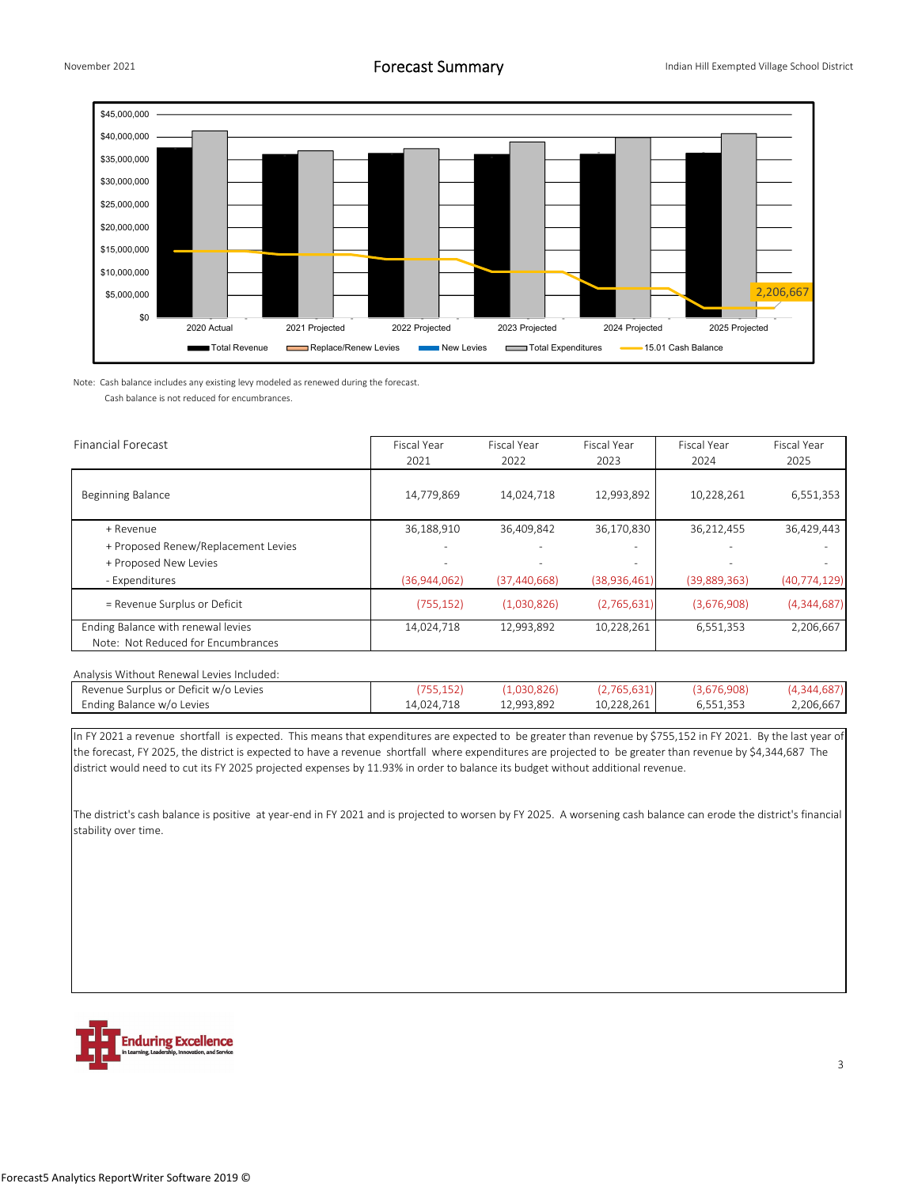## Forecast Summary

Note: Cash balance includes any existing levy modeled as renewed during the forecast.
Cash balance is not reduced for encumbrances.

| Financial Forecast | Fiscal Year 2021 | Fiscal Year 2022 | Fiscal Year 2023 | Fiscal Year 2024 | Fiscal Year 2025 |
|---|---|---|---|---|---|
| Beginning Balance | 14,779,869 | 14,024,718 | 12,993,892 | 10,228,261 | 6,551,353 |
| + Revenue | 36,188,910 | 36,409,842 | 36,170,830 | 36,212,455 | 36,429,443 |
| + Proposed Renew/Replacement Levies | - | - | - | - | - |
| + Proposed New Levies | - | - | - | - | - |
| - Expenditures | (36,944,062) | (37,440,668) | (38,936,461) | (39,889,363) | (40,774,129) |
| = Revenue Surplus or Deficit | (755,152) | (1,030,826) | (2,765,631) | (3,676,908) | (4,344,687) |
| Ending Balance with renewal levies<br>Note: Not Reduced for Encumbrances | 14,024,718 | 12,993,892 | 10,228,261 | 6,551,353 | 2,206,667 |

Analysis Without Renewal Levies Included:

| | | | | | |
|---|---|---|---|---|---|
| Revenue Surplus or Deficit w/o Levies | (755,152) | (1,030,826) | (2,765,631) | (3,676,908) | (4,344,687) |
| Ending Balance w/o Levies | 14,024,718 | 12,993,892 | 10,228,261 | 6,551,353 | 2,206,667 |

In FY 2021 a revenue shortfall is expected. This means that expenditures are expected to be greater than revenue by $755,152 in FY 2021. By the last year of the forecast, FY 2025, the district is expected to have a revenue shortfall where expenditures are projected to be greater than revenue by $4,344,687 The district would need to cut its FY 2025 projected expenses by 11.93% in order to balance its budget without additional revenue.

The district's cash balance is positive at year-end in FY 2021 and is projected to worsen by FY 2025. A worsening cash balance can erode the district's financial stability over time.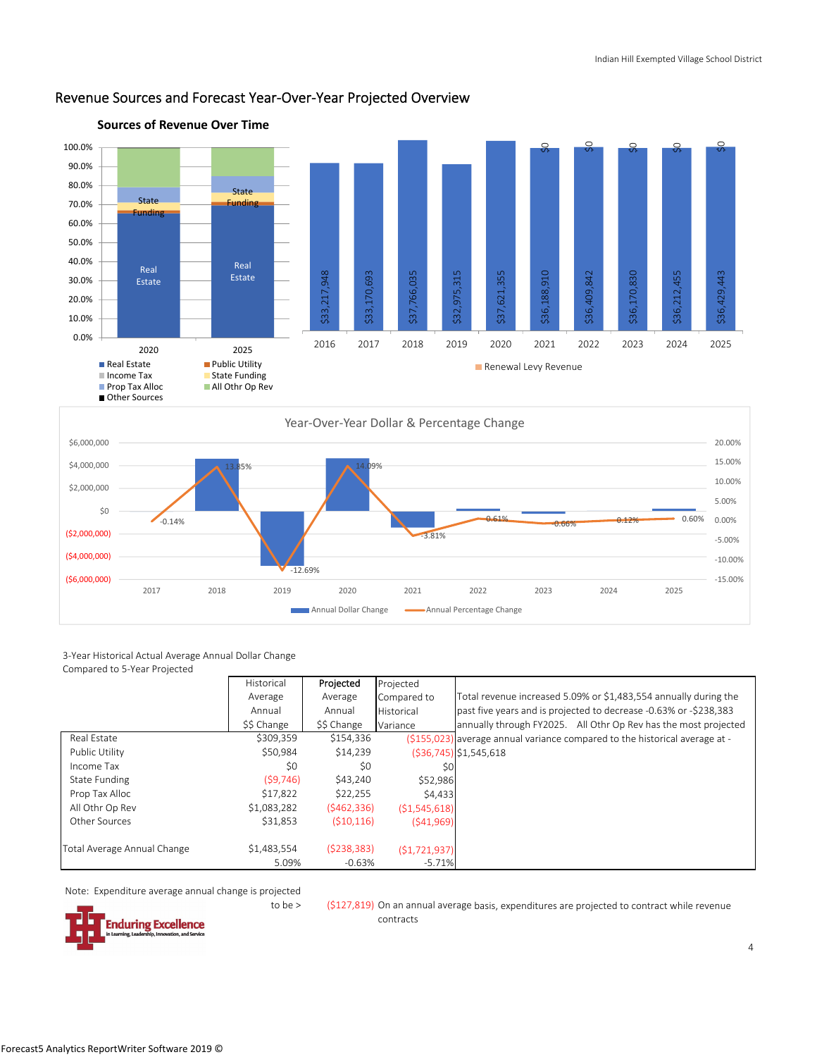## Revenue Sources and Forecast Year-Over-Year Projected Overview

### Sources of Revenue Over Time

| Year | Revenue |
|---|---|
| 2016 | $33,217,948 |
| 2017 | $33,170,693 |
| 2018 | $37,766,035 |
| 2019 | $32,975,315 |
| 2020 | $37,621,355 |
| 2021 | $36,188,910 |
| 2022 | $36,409,842 |
| 2023 | $36,170,830 |
| 2024 | $36,212,455 |
| 2025 | $36,429,443 |

Renewal Levy Revenue: $0 (2021–2025)

Legend: Real Estate, Public Utility, Income Tax, State Funding, Prop Tax Alloc, All Othr Op Rev, Other Sources

### Year-Over-Year Dollar & Percentage Change

| Year | Annual Percentage Change |
|---|---|
| 2017 | -0.14% |
| 2018 | 13.85% |
| 2019 | -12.69% |
| 2020 | 14.09% |
| 2021 | -3.81% |
| 2022 | 0.61% |
| 2023 | -0.66% |
| 2024 | 0.12% |
| 2025 | 0.60% |

3-Year Historical Actual Average Annual Dollar Change Compared to 5-Year Projected

| | Historical Average Annual $$ Change | Projected Average Annual $$ Change | Projected Compared to Historical Variance |
|---|---|---|---|
| Real Estate | $309,359 | $154,336 | ($155,023) |
| Public Utility | $50,984 | $14,239 | ($36,745) |
| Income Tax | $0 | $0 | $0 |
| State Funding | ($9,746) | $43,240 | $52,986 |
| Prop Tax Alloc | $17,822 | $22,255 | $4,433 |
| All Othr Op Rev | $1,083,282 | ($462,336) | ($1,545,618) |
| Other Sources | $31,853 | ($10,116) | ($41,969) |
| Total Average Annual Change | $1,483,554 | ($238,383) | ($1,721,937) |
| | 5.09% | -0.63% | -5.71% |

Total revenue increased 5.09% or $1,483,554 annually during the past five years and is projected to decrease -0.63% or -$238,383 annually through FY2025. All Othr Op Rev has the most projected average annual variance compared to the historical average at -$1,545,618

Note: Expenditure average annual change is projected to be > ($127,819) On an annual average basis, expenditures are projected to contract while revenue contracts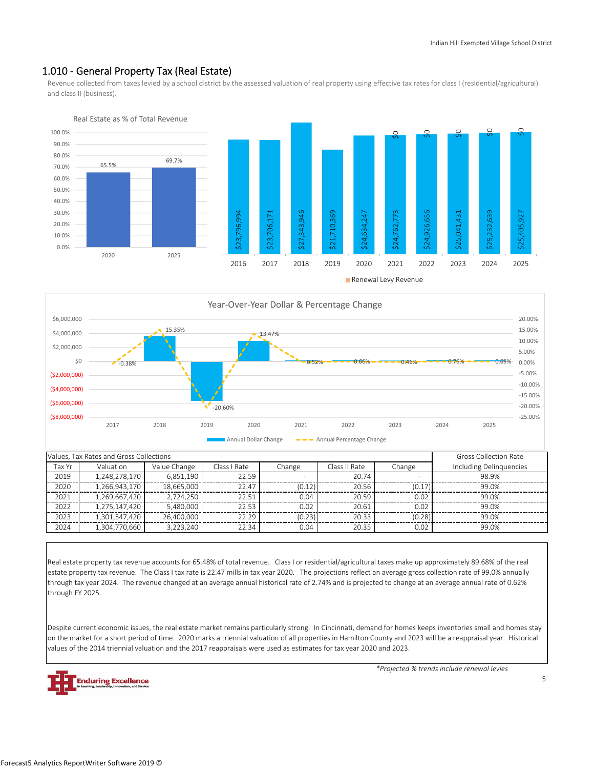## 1.010 - General Property Tax (Real Estate)

Revenue collected from taxes levied by a school district by the assessed valuation of real property using effective tax rates for class I (residential/agricultural) and class II (business).

Real Estate as % of Total Revenue

| Year | % |
|---|---|
| 2020 | 65.5% |
| 2025 | 69.7% |

| Year | Revenue | Renewal Levy Revenue |
|---|---|---|
| 2016 | $23,796,994 | |
| 2017 | $23,706,171 | |
| 2018 | $27,343,946 | |
| 2019 | $21,710,369 | |
| 2020 | $24,634,247 | |
| 2021 | $24,762,773 | $0 |
| 2022 | $24,926,656 | $0 |
| 2023 | $25,041,431 | $0 |
| 2024 | $25,232,639 | $0 |
| 2025 | $25,405,927 | $0 |

Year-Over-Year Dollar & Percentage Change

| Year | Annual Percentage Change |
|---|---|
| 2017 | -0.38% |
| 2018 | 15.35% |
| 2019 | -20.60% |
| 2020 | 13.47% |
| 2021 | 0.52% |
| 2022 | 0.66% |
| 2023 | 0.46% |
| 2024 | 0.76% |
| 2025 | 0.69% |

| Values, Tax Rates and Gross Collections | | | | | | | Gross Collection Rate |
|---|---|---|---|---|---|---|---|
| Tax Yr | Valuation | Value Change | Class I Rate | Change | Class II Rate | Change | Including Delinquencies |
| 2019 | 1,248,278,170 | 6,851,190 | 22.59 | - | 20.74 | - | 98.9% |
| 2020 | 1,266,943,170 | 18,665,000 | 22.47 | (0.12) | 20.56 | (0.17) | 99.0% |
| 2021 | 1,269,667,420 | 2,724,250 | 22.51 | 0.04 | 20.59 | 0.02 | 99.0% |
| 2022 | 1,275,147,420 | 5,480,000 | 22.53 | 0.02 | 20.61 | 0.02 | 99.0% |
| 2023 | 1,301,547,420 | 26,400,000 | 22.29 | (0.23) | 20.33 | (0.28) | 99.0% |
| 2024 | 1,304,770,660 | 3,223,240 | 22.34 | 0.04 | 20.35 | 0.02 | 99.0% |

Real estate property tax revenue accounts for 65.48% of total revenue. Class I or residential/agricultural taxes make up approximately 89.68% of the real estate property tax revenue. The Class I tax rate is 22.47 mills in tax year 2020. The projections reflect an average gross collection rate of 99.0% annually through tax year 2024. The revenue changed at an average annual historical rate of 2.74% and is projected to change at an average annual rate of 0.62% through FY 2025.

Despite current economic issues, the real estate market remains particularly strong. In Cincinnati, demand for homes keeps inventories small and homes stay on the market for a short period of time. 2020 marks a triennial valuation of all properties in Hamilton County and 2023 will be a reappraisal year. Historical values of the 2014 triennial valuation and the 2017 reappraisals were used as estimates for tax year 2020 and 2023.

*\*Projected % trends include renewal levies*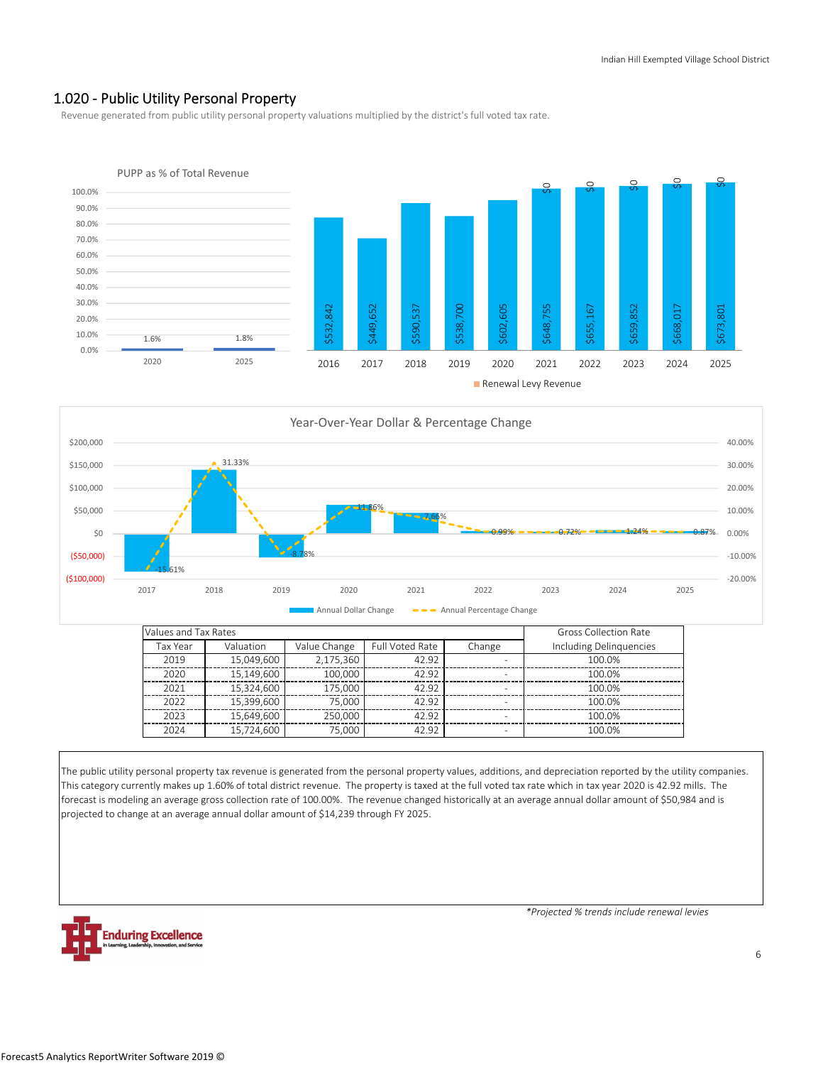## 1.020 - Public Utility Personal Property

Revenue generated from public utility personal property valuations multiplied by the district's full voted tax rate.

PUPP as % of Total Revenue

| Year | % |
|---|---|
| 2020 | 1.6% |
| 2025 | 1.8% |

| Year | Revenue | Renewal Levy Revenue |
|---|---|---|
| 2016 | $532,842 | |
| 2017 | $449,652 | |
| 2018 | $590,537 | |
| 2019 | $538,700 | |
| 2020 | $602,605 | |
| 2021 | $648,755 | $0 |
| 2022 | $655,167 | $0 |
| 2023 | $659,852 | $0 |
| 2024 | $668,017 | $0 |
| 2025 | $673,801 | $0 |

Year-Over-Year Dollar & Percentage Change

| Year | Annual Percentage Change |
|---|---|
| 2017 | -15.61% |
| 2018 | 31.33% |
| 2019 | -8.78% |
| 2020 | 11.86% |
| 2021 | 7.65% |
| 2022 | 0.99% |
| 2023 | 0.72% |
| 2024 | 1.24% |
| 2025 | 0.87% |

| Values and Tax Rates | | | | | Gross Collection Rate |
|---|---|---|---|---|---|
| Tax Year | Valuation | Value Change | Full Voted Rate | Change | Including Delinquencies |
| 2019 | 15,049,600 | 2,175,360 | 42.92 | - | 100.0% |
| 2020 | 15,149,600 | 100,000 | 42.92 | - | 100.0% |
| 2021 | 15,324,600 | 175,000 | 42.92 | - | 100.0% |
| 2022 | 15,399,600 | 75,000 | 42.92 | - | 100.0% |
| 2023 | 15,649,600 | 250,000 | 42.92 | - | 100.0% |
| 2024 | 15,724,600 | 75,000 | 42.92 | - | 100.0% |

The public utility personal property tax revenue is generated from the personal property values, additions, and depreciation reported by the utility companies. This category currently makes up 1.60% of total district revenue. The property is taxed at the full voted tax rate which in tax year 2020 is 42.92 mills. The forecast is modeling an average gross collection rate of 100.00%. The revenue changed historically at an average annual dollar amount of $50,984 and is projected to change at an average annual dollar amount of $14,239 through FY 2025.

*\*Projected % trends include renewal levies*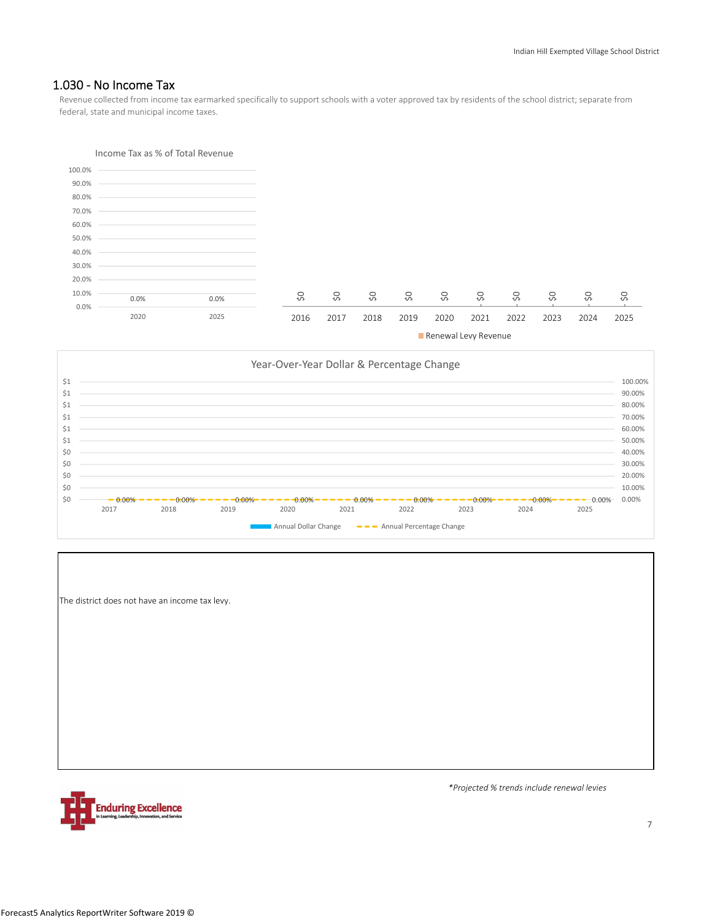## 1.030 - No Income Tax

Revenue collected from income tax earmarked specifically to support schools with a voter approved tax by residents of the school district; separate from federal, state and municipal income taxes.

Income Tax as % of Total Revenue

| 2020 | 2025 |
|---|---|
| 0.0% | 0.0% |

| 2016 | 2017 | 2018 | 2019 | 2020 | 2021 | 2022 | 2023 | 2024 | 2025 |
|---|---|---|---|---|---|---|---|---|---|
| $0 | $0 | $0 | $0 | $0 | $0 | $0 | $0 | $0 | $0 |

Renewal Levy Revenue

Year-Over-Year Dollar & Percentage Change

| | 2017 | 2018 | 2019 | 2020 | 2021 | 2022 | 2023 | 2024 | 2025 |
|---|---|---|---|---|---|---|---|---|---|
| Annual Percentage Change | 0.00% | 0.00% | 0.00% | 0.00% | 0.00% | 0.00% | 0.00% | 0.00% | 0.00% |

Annual Dollar Change — Annual Percentage Change

The district does not have an income tax levy.

*Projected % trends include renewal levies*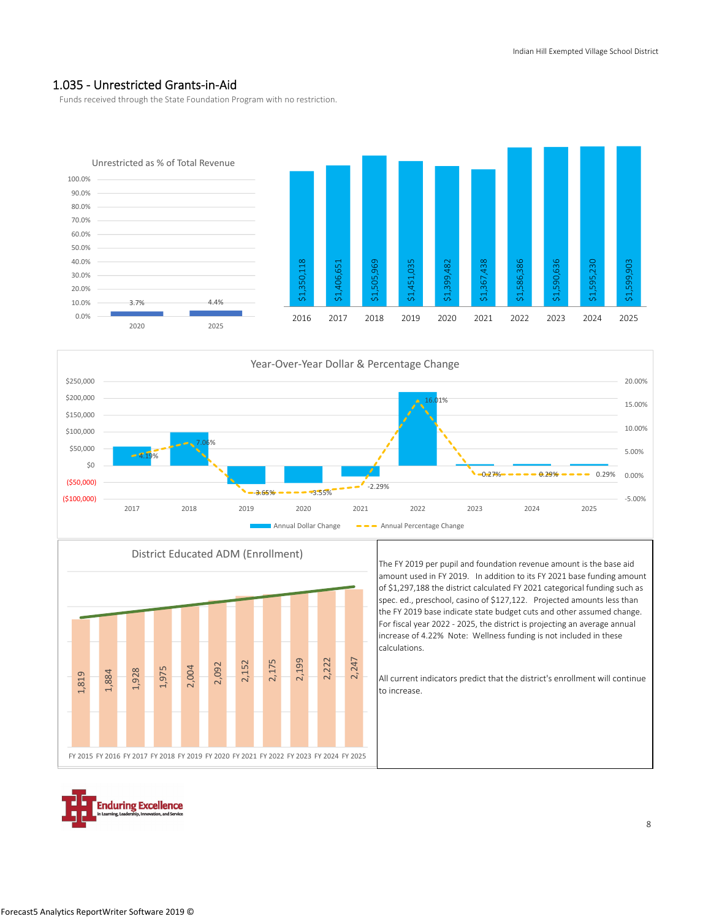## 1.035 - Unrestricted Grants-in-Aid

Funds received through the State Foundation Program with no restriction.

**Unrestricted as % of Total Revenue**

| Year | % |
|---|---|
| 2020 | 3.7% |
| 2025 | 4.4% |

| Year | Amount |
|---|---|
| 2016 | $1,350,118 |
| 2017 | $1,406,651 |
| 2018 | $1,505,969 |
| 2019 | $1,451,035 |
| 2020 | $1,399,482 |
| 2021 | $1,367,438 |
| 2022 | $1,586,386 |
| 2023 | $1,590,636 |
| 2024 | $1,595,230 |
| 2025 | $1,599,903 |

**Year-Over-Year Dollar & Percentage Change**

| Year | Annual Percentage Change |
|---|---|
| 2017 | 4.19% |
| 2018 | 7.05% |
| 2019 | -3.65% |
| 2020 | -3.55% |
| 2021 | -2.29% |
| 2022 | 16.01% |
| 2023 | 0.27% |
| 2024 | 0.29% |
| 2025 | 0.29% |

**District Educated ADM (Enrollment)**

| FY 2015 | FY 2016 | FY 2017 | FY 2018 | FY 2019 | FY 2020 | FY 2021 | FY 2022 | FY 2023 | FY 2024 | FY 2025 |
|---|---|---|---|---|---|---|---|---|---|---|
| 1,819 | 1,884 | 1,928 | 1,975 | 2,004 | 2,092 | 2,152 | 2,175 | 2,199 | 2,222 | 2,247 |

The FY 2019 per pupil and foundation revenue amount is the base aid amount used in FY 2019. In addition to its FY 2021 base funding amount of $1,297,188 the district calculated FY 2021 categorical funding such as spec. ed., preschool, casino of $127,122. Projected amounts less than the FY 2019 base indicate state budget cuts and other assumed change. For fiscal year 2022 - 2025, the district is projecting an average annual increase of 4.22% Note: Wellness funding is not included in these calculations.

All current indicators predict that the district's enrollment will continue to increase.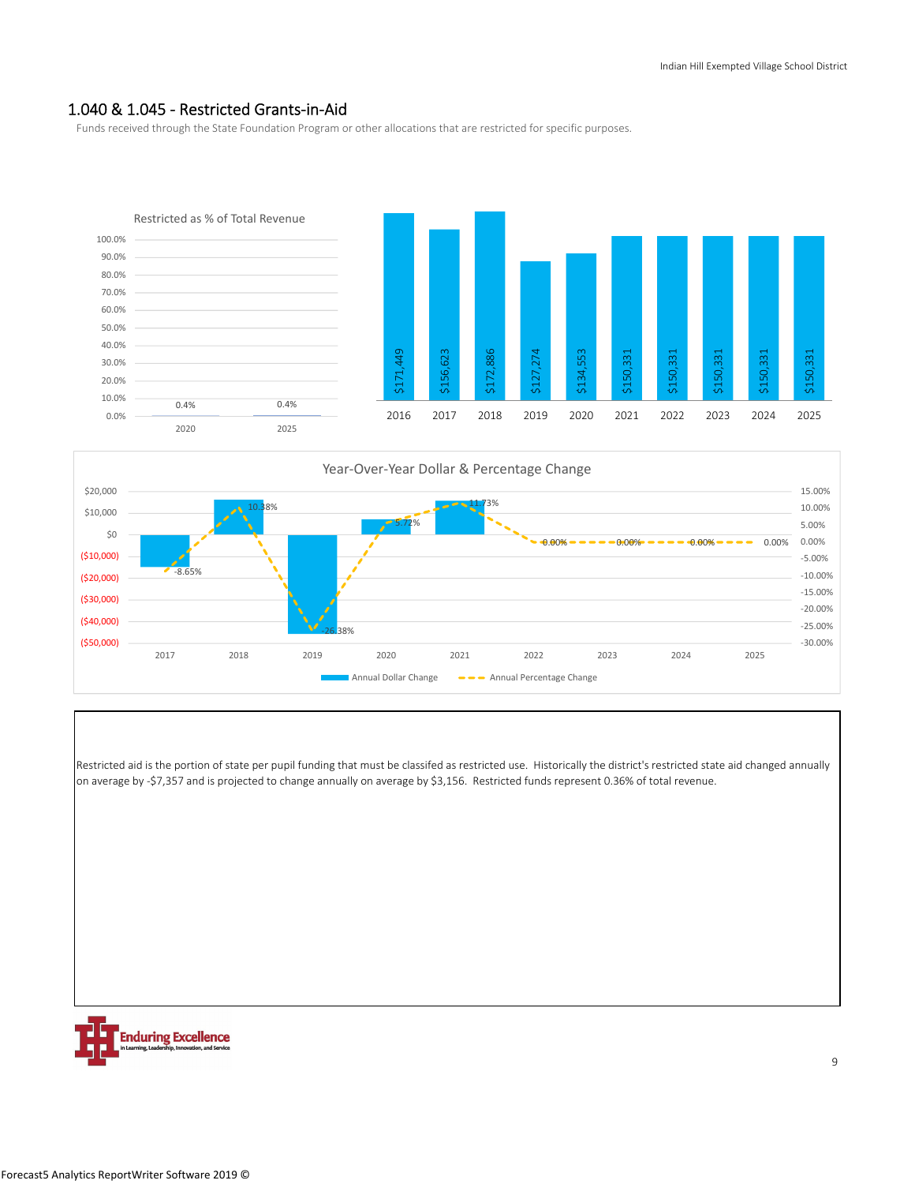## 1.040 & 1.045 - Restricted Grants-in-Aid

Funds received through the State Foundation Program or other allocations that are restricted for specific purposes.

**Restricted as % of Total Revenue**

| Year | % |
|---|---|
| 2020 | 0.4% |
| 2025 | 0.4% |

| Year | Amount |
|---|---|
| 2016 | $171,449 |
| 2017 | $156,623 |
| 2018 | $172,886 |
| 2019 | $127,274 |
| 2020 | $134,553 |
| 2021 | $150,331 |
| 2022 | $150,331 |
| 2023 | $150,331 |
| 2024 | $150,331 |
| 2025 | $150,331 |

**Year-Over-Year Dollar & Percentage Change**

| Year | Annual Percentage Change |
|---|---|
| 2017 | -8.65% |
| 2018 | 10.38% |
| 2019 | -26.38% |
| 2020 | 5.72% |
| 2021 | 11.73% |
| 2022 | 0.00% |
| 2023 | 0.00% |
| 2024 | 0.00% |
| 2025 | 0.00% |

Annual Dollar Change — Annual Percentage Change

Restricted aid is the portion of state per pupil funding that must be classifed as restricted use. Historically the district's restricted state aid changed annually on average by -$7,357 and is projected to change annually on average by $3,156. Restricted funds represent 0.36% of total revenue.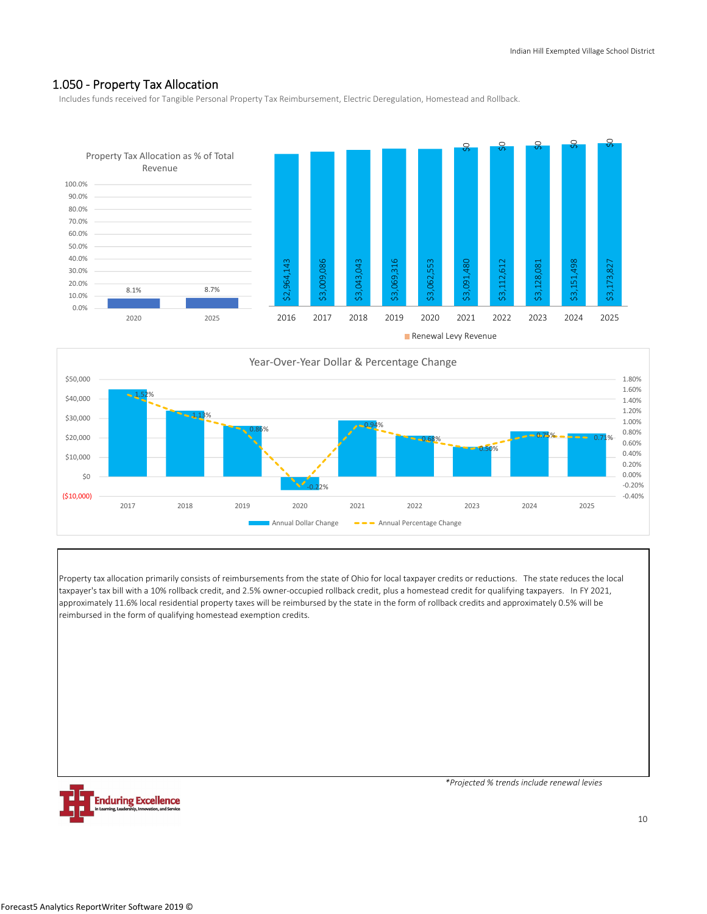## 1.050 - Property Tax Allocation

Includes funds received for Tangible Personal Property Tax Reimbursement, Electric Deregulation, Homestead and Rollback.

**Property Tax Allocation as % of Total Revenue**

| Year | % of Total Revenue |
|---|---|
| 2020 | 8.1% |
| 2025 | 8.7% |

| Year | Property Tax Allocation | Renewal Levy Revenue |
|---|---|---|
| 2016 | $2,964,143 | |
| 2017 | $3,009,086 | |
| 2018 | $3,043,043 | |
| 2019 | $3,069,316 | |
| 2020 | $3,062,553 | |
| 2021 | $3,091,480 | $0 |
| 2022 | $3,112,612 | $0 |
| 2023 | $3,128,081 | $0 |
| 2024 | $3,151,498 | $0 |
| 2025 | $3,173,827 | $0 |

**Year-Over-Year Dollar & Percentage Change**

| Year | Annual Percentage Change |
|---|---|
| 2017 | 1.52% |
| 2018 | 1.13% |
| 2019 | 0.86% |
| 2020 | -0.22% |
| 2021 | 0.94% |
| 2022 | 0.68% |
| 2023 | 0.50% |
| 2024 | 0.75% |
| 2025 | 0.71% |

Property tax allocation primarily consists of reimbursements from the state of Ohio for local taxpayer credits or reductions. The state reduces the local taxpayer's tax bill with a 10% rollback credit, and 2.5% owner-occupied rollback credit, plus a homestead credit for qualifying taxpayers. In FY 2021, approximately 11.6% local residential property taxes will be reimbursed by the state in the form of rollback credits and approximately 0.5% will be reimbursed in the form of qualifying homestead exemption credits.

*\*Projected % trends include renewal levies*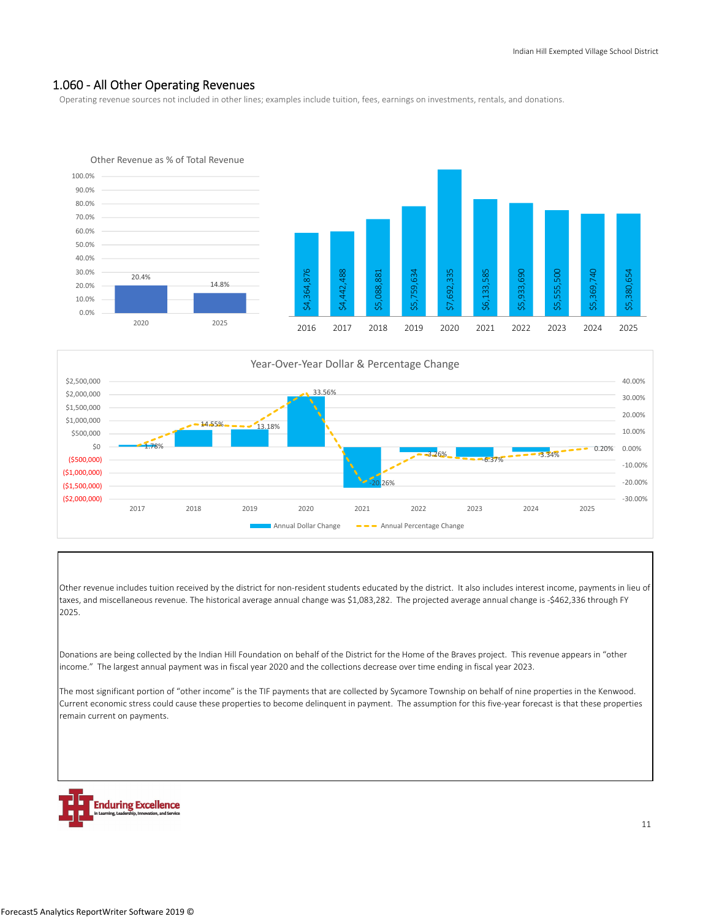## 1.060 - All Other Operating Revenues

Operating revenue sources not included in other lines; examples include tuition, fees, earnings on investments, rentals, and donations.

**Other Revenue as % of Total Revenue**

| Year | % of Total Revenue |
| --- | --- |
| 2020 | 20.4% |
| 2025 | 14.8% |

| Year | Amount |
| --- | --- |
| 2016 | $4,364,876 |
| 2017 | $4,442,488 |
| 2018 | $5,088,881 |
| 2019 | $5,759,634 |
| 2020 | $7,692,335 |
| 2021 | $6,133,585 |
| 2022 | $5,933,690 |
| 2023 | $5,555,500 |
| 2024 | $5,369,740 |
| 2025 | $5,380,654 |

**Year-Over-Year Dollar & Percentage Change**

| Year | Annual Percentage Change |
| --- | --- |
| 2017 | 1.78% |
| 2018 | 14.55% |
| 2019 | 13.18% |
| 2020 | 33.56% |
| 2021 | -20.26% |
| 2022 | -3.26% |
| 2023 | -6.37% |
| 2024 | -3.34% |
| 2025 | 0.20% |

Other revenue includes tuition received by the district for non-resident students educated by the district. It also includes interest income, payments in lieu of taxes, and miscellaneous revenue. The historical average annual change was $1,083,282. The projected average annual change is -$462,336 through FY 2025.

Donations are being collected by the Indian Hill Foundation on behalf of the District for the Home of the Braves project. This revenue appears in "other income." The largest annual payment was in fiscal year 2020 and the collections decrease over time ending in fiscal year 2023.

The most significant portion of "other income" is the TIF payments that are collected by Sycamore Township on behalf of nine properties in the Kenwood. Current economic stress could cause these properties to become delinquent in payment. The assumption for this five-year forecast is that these properties remain current on payments.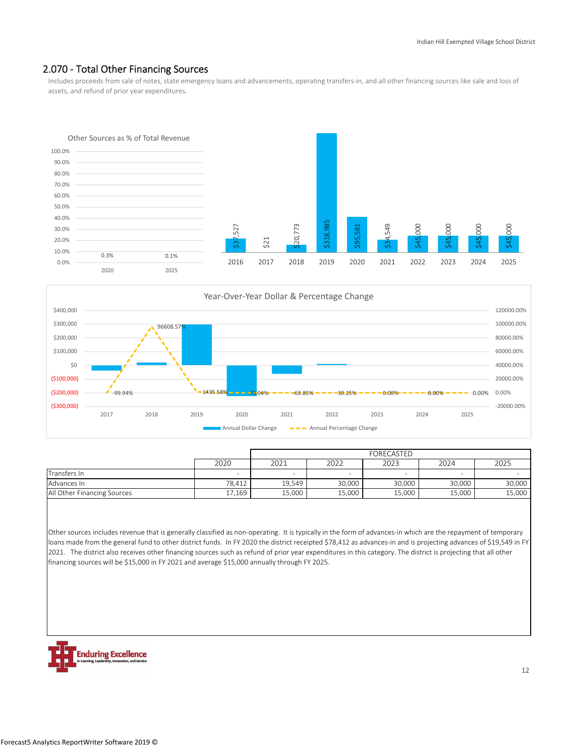## 2.070 - Total Other Financing Sources

Includes proceeds from sale of notes, state emergency loans and advancements, operating transfers-in, and all other financing sources like sale and loss of assets, and refund of prior year expenditures.

Other Sources as % of Total Revenue

| 2020 | 2025 |
|---|---|
| 0.3% | 0.1% |

| 2016 | 2017 | 2018 | 2019 | 2020 | 2021 | 2022 | 2023 | 2024 | 2025 |
|---|---|---|---|---|---|---|---|---|---|
| $37,527 | $21 | $20,773 | $318,985 | $95,581 | $34,549 | $45,000 | $45,000 | $45,000 | $45,000 |

Year-Over-Year Dollar & Percentage Change

| | 2017 | 2018 | 2019 | 2020 | 2021 | 2022 | 2023 | 2024 | 2025 |
|---|---|---|---|---|---|---|---|---|---|
| Annual Percentage Change | -99.94% | 96608.57% | 1435.58% | -70.04% | -63.85% | 30.25% | 0.00% | 0.00% | 0.00% |

| | 2020 | 2021 | 2022 | 2023 | 2024 | 2025 |
|---|---|---|---|---|---|---|
| | | FORECASTED | | | | |
| Transfers In | - | - | - | - | - | - |
| Advances In | 78,412 | 19,549 | 30,000 | 30,000 | 30,000 | 30,000 |
| All Other Financing Sources | 17,169 | 15,000 | 15,000 | 15,000 | 15,000 | 15,000 |

Other sources includes revenue that is generally classified as non-operating. It is typically in the form of advances-in which are the repayment of temporary loans made from the general fund to other district funds. In FY 2020 the district receipted $78,412 as advances-in and is projecting advances of $19,549 in FY 2021. The district also receives other financing sources such as refund of prior year expenditures in this category. The district is projecting that all other financing sources will be $15,000 in FY 2021 and average $15,000 annually through FY 2025.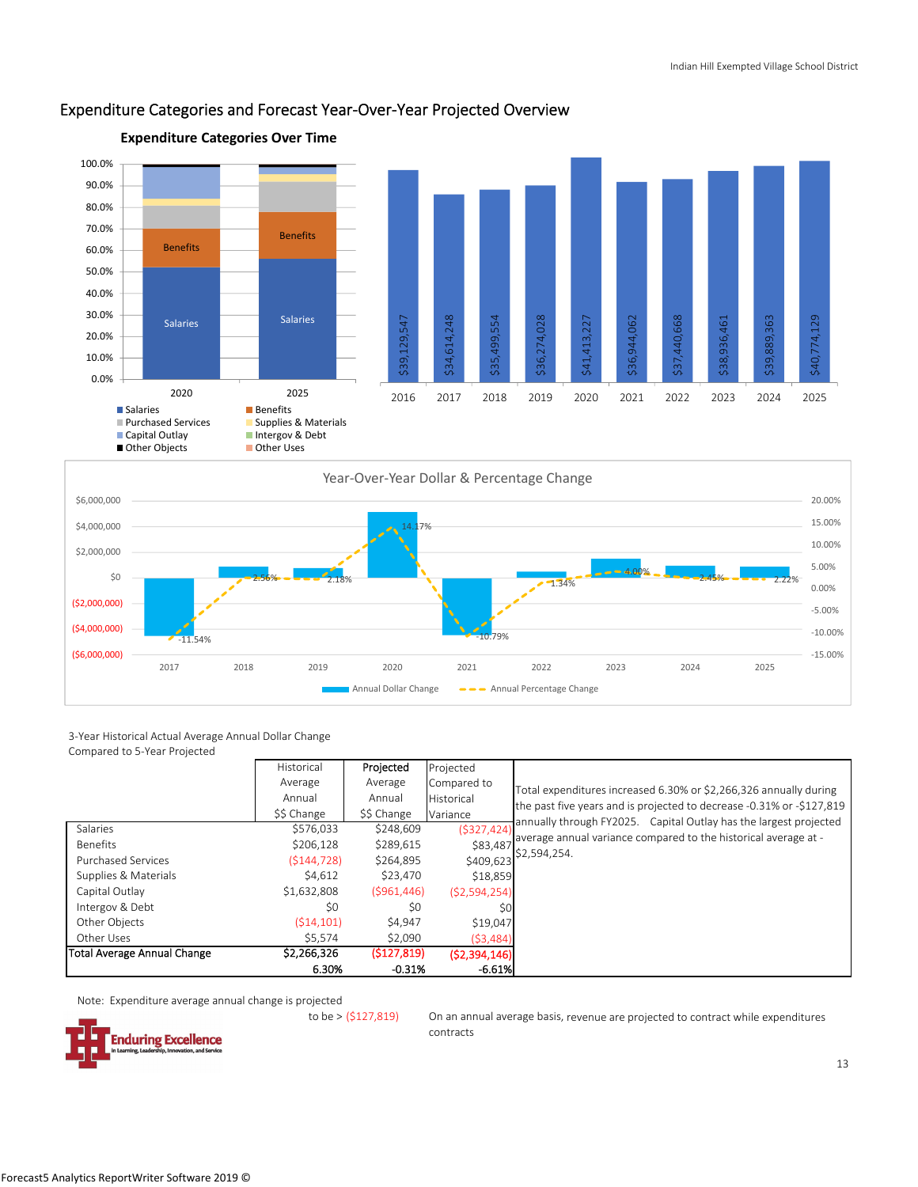## Expenditure Categories and Forecast Year-Over-Year Projected Overview

**Expenditure Categories Over Time**

| Year | Total Expenditures |
|---|---|
| 2016 | $39,129,547 |
| 2017 | $34,614,248 |
| 2018 | $35,499,554 |
| 2019 | $36,274,028 |
| 2020 | $41,413,227 |
| 2021 | $36,944,062 |
| 2022 | $37,440,668 |
| 2023 | $38,936,461 |
| 2024 | $39,889,363 |
| 2025 | $40,774,129 |

Legend: Salaries, Benefits, Purchased Services, Supplies & Materials, Capital Outlay, Intergov & Debt, Other Objects, Other Uses

**Year-Over-Year Dollar & Percentage Change**

| Year | Annual Percentage Change |
|---|---|
| 2017 | -11.54% |
| 2018 | 2.56% |
| 2019 | 2.18% |
| 2020 | 14.17% |
| 2021 | -10.79% |
| 2022 | 1.34% |
| 2023 | 4.00% |
| 2024 | 2.45% |
| 2025 | 2.22% |

Legend: Annual Dollar Change, Annual Percentage Change

3-Year Historical Actual Average Annual Dollar Change Compared to 5-Year Projected

| | Historical Average Annual $$ Change | **Projected** Average Annual $$ Change | Projected Compared to Historical Variance |
|---|---|---|---|
| Salaries | $576,033 | $248,609 | ($327,424) |
| Benefits | $206,128 | $289,615 | $83,487 |
| Purchased Services | ($144,728) | $264,895 | $409,623 |
| Supplies & Materials | $4,612 | $23,470 | $18,859 |
| Capital Outlay | $1,632,808 | ($961,446) | ($2,594,254) |
| Intergov & Debt | $0 | $0 | $0 |
| Other Objects | ($14,101) | $4,947 | $19,047 |
| Other Uses | $5,574 | $2,090 | ($3,484) |
| Total Average Annual Change | $2,266,326 | ($127,819) | ($2,394,146) |
| | 6.30% | -0.31% | -6.61% |

Total expenditures increased 6.30% or $2,266,326 annually during the past five years and is projected to decrease -0.31% or -$127,819 annually through FY2025. Capital Outlay has the largest projected average annual variance compared to the historical average at -$2,594,254.

Note: Expenditure average annual change is projected to be > ($127,819)

On an annual average basis, revenue are projected to contract while expenditures contracts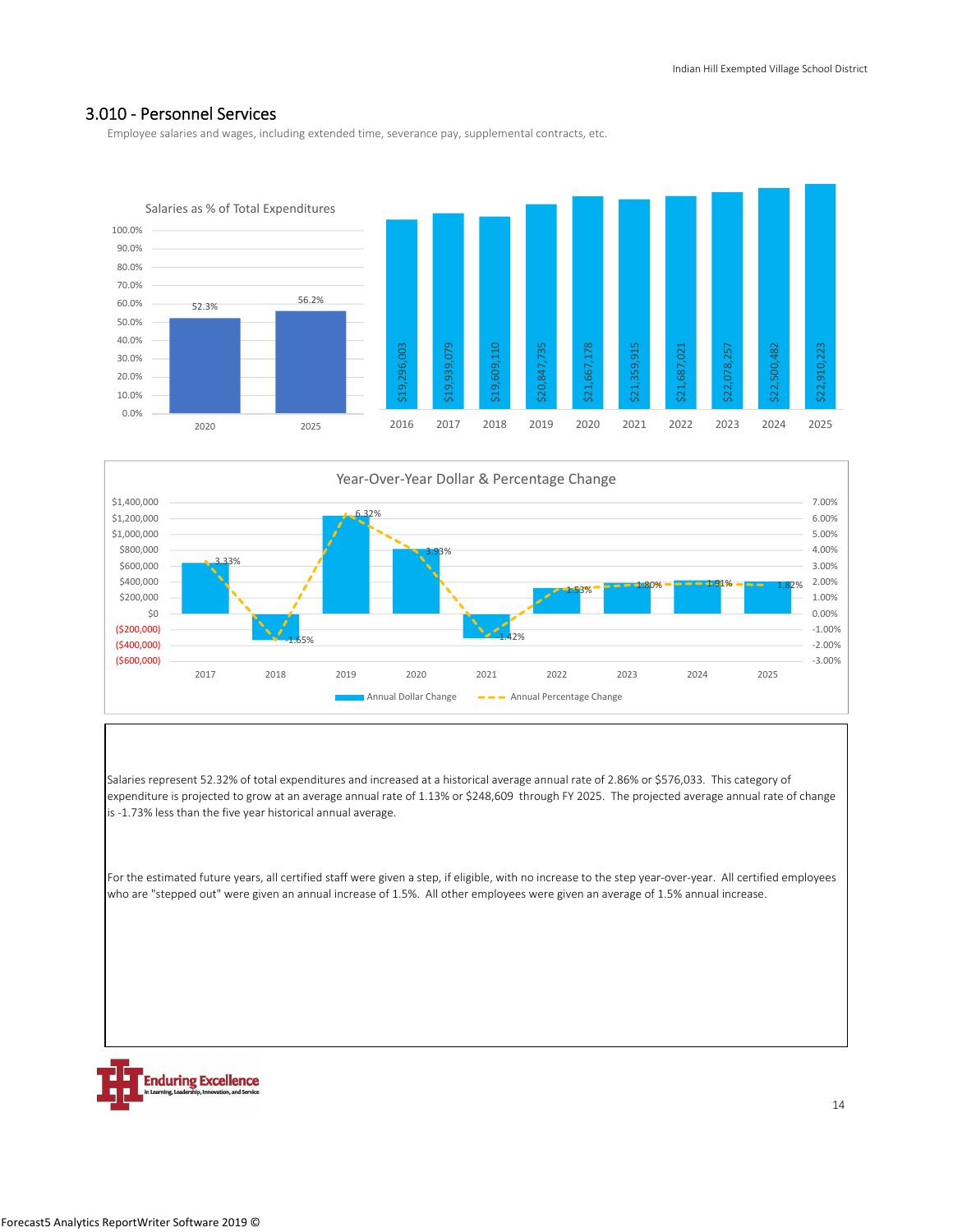## 3.010 - Personnel Services

Employee salaries and wages, including extended time, severance pay, supplemental contracts, etc.

**Salaries as % of Total Expenditures**

| Year | % |
|---|---|
| 2020 | 52.3% |
| 2025 | 56.2% |

| Year | Salaries |
|---|---|
| 2016 | $19,296,003 |
| 2017 | $19,939,079 |
| 2018 | $19,609,110 |
| 2019 | $20,847,735 |
| 2020 | $21,667,178 |
| 2021 | $21,359,915 |
| 2022 | $21,687,021 |
| 2023 | $22,078,257 |
| 2024 | $22,500,482 |
| 2025 | $22,910,223 |

**Year-Over-Year Dollar & Percentage Change**

| Year | Annual Percentage Change |
|---|---|
| 2017 | 3.33% |
| 2018 | -1.65% |
| 2019 | 6.32% |
| 2020 | 3.93% |
| 2021 | -1.42% |
| 2022 | 1.53% |
| 2023 | 1.80% |
| 2024 | 1.91% |
| 2025 | 1.82% |

Salaries represent 52.32% of total expenditures and increased at a historical average annual rate of 2.86% or $576,033. This category of expenditure is projected to grow at an average annual rate of 1.13% or $248,609 through FY 2025. The projected average annual rate of change is -1.73% less than the five year historical annual average.

For the estimated future years, all certified staff were given a step, if eligible, with no increase to the step year-over-year. All certified employees who are "stepped out" were given an annual increase of 1.5%. All other employees were given an average of 1.5% annual increase.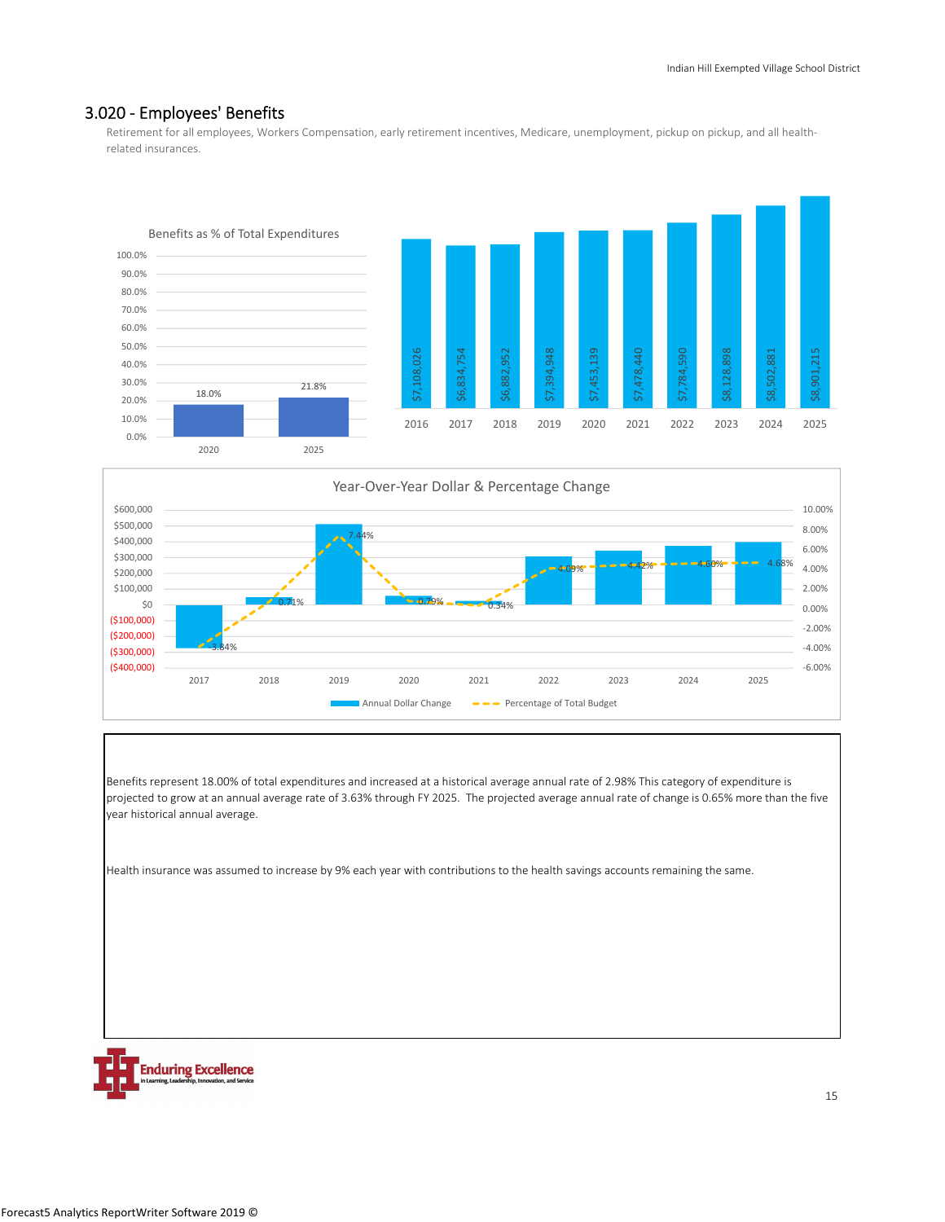## 3.020 - Employees' Benefits

Retirement for all employees, Workers Compensation, early retirement incentives, Medicare, unemployment, pickup on pickup, and all health-related insurances.

**Benefits as % of Total Expenditures**

| Year | % |
|---|---|
| 2020 | 18.0% |
| 2025 | 21.8% |

| Year | Amount |
|---|---|
| 2016 | $7,108,026 |
| 2017 | $6,834,754 |
| 2018 | $6,882,952 |
| 2019 | $7,394,948 |
| 2020 | $7,453,139 |
| 2021 | $7,478,440 |
| 2022 | $7,784,590 |
| 2023 | $8,128,898 |
| 2024 | $8,502,881 |
| 2025 | $8,901,215 |

**Year-Over-Year Dollar & Percentage Change**

| Year | Percentage of Total Budget |
|---|---|
| 2017 | -3.84% |
| 2018 | 0.71% |
| 2019 | 7.44% |
| 2020 | 0.79% |
| 2021 | 0.34% |
| 2022 | 4.09% |
| 2023 | 4.42% |
| 2024 | 4.60% |
| 2025 | 4.68% |

Annual Dollar Change — Percentage of Total Budget

Benefits represent 18.00% of total expenditures and increased at a historical average annual rate of 2.98% This category of expenditure is projected to grow at an annual average rate of 3.63% through FY 2025. The projected average annual rate of change is 0.65% more than the five year historical annual average.

Health insurance was assumed to increase by 9% each year with contributions to the health savings accounts remaining the same.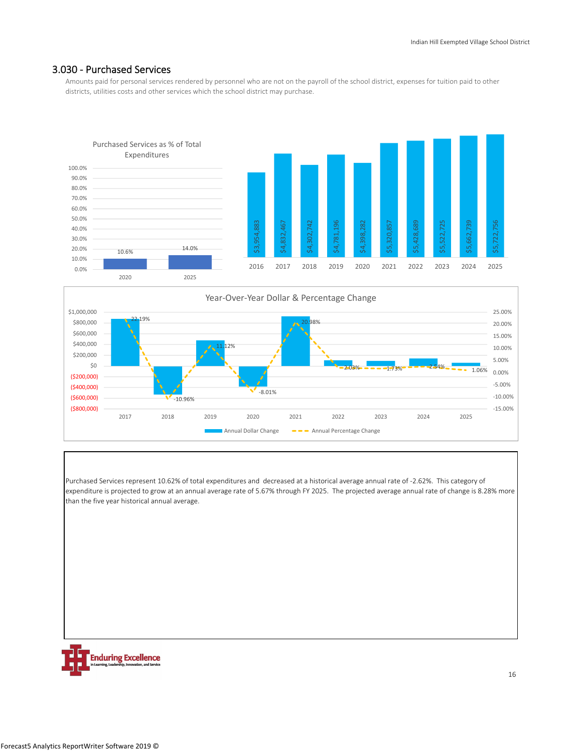## 3.030 - Purchased Services

Amounts paid for personal services rendered by personnel who are not on the payroll of the school district, expenses for tuition paid to other districts, utilities costs and other services which the school district may purchase.

Purchased Services as % of Total Expenditures

| Year | % |
|---|---|
| 2020 | 10.6% |
| 2025 | 14.0% |

| Year | Amount |
|---|---|
| 2016 | $3,954,883 |
| 2017 | $4,832,467 |
| 2018 | $4,302,742 |
| 2019 | $4,781,196 |
| 2020 | $4,398,282 |
| 2021 | $5,320,857 |
| 2022 | $5,428,689 |
| 2023 | $5,522,725 |
| 2024 | $5,662,739 |
| 2025 | $5,722,756 |

Year-Over-Year Dollar & Percentage Change

| Year | Annual Percentage Change |
|---|---|
| 2017 | 22.19% |
| 2018 | -10.96% |
| 2019 | 11.12% |
| 2020 | -8.01% |
| 2021 | 20.98% |
| 2022 | 2.03% |
| 2023 | 1.73% |
| 2024 | 2.54% |
| 2025 | 1.06% |

Purchased Services represent 10.62% of total expenditures and decreased at a historical average annual rate of -2.62%. This category of expenditure is projected to grow at an annual average rate of 5.67% through FY 2025. The projected average annual rate of change is 8.28% more than the five year historical annual average.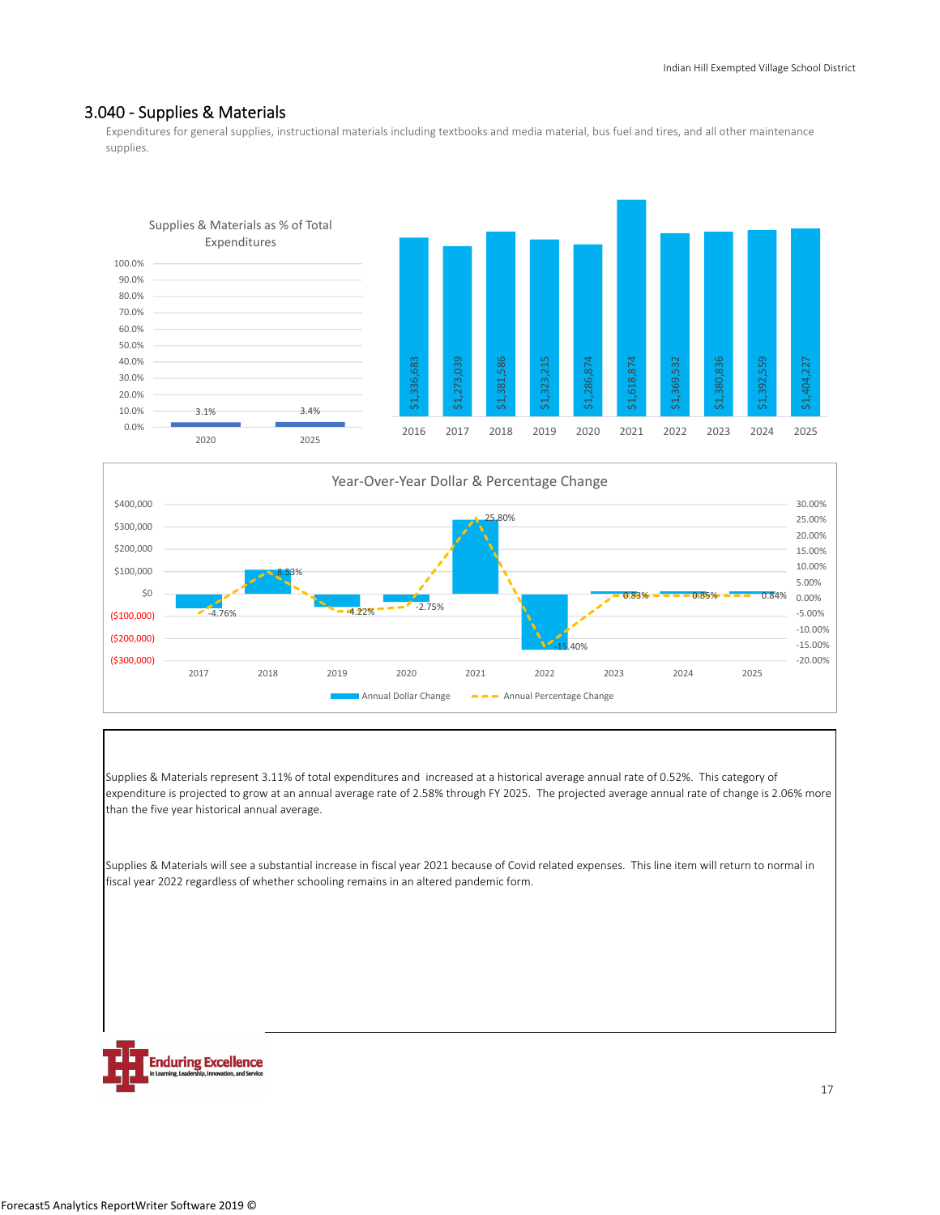## 3.040 - Supplies & Materials

Expenditures for general supplies, instructional materials including textbooks and media material, bus fuel and tires, and all other maintenance supplies.

**Supplies & Materials as % of Total Expenditures**

| Year | % |
|---|---|
| 2020 | 3.1% |
| 2025 | 3.4% |

| Year | Amount |
|---|---|
| 2016 | $1,336,683 |
| 2017 | $1,273,039 |
| 2018 | $1,381,586 |
| 2019 | $1,323,215 |
| 2020 | $1,286,874 |
| 2021 | $1,618,874 |
| 2022 | $1,369,532 |
| 2023 | $1,380,836 |
| 2024 | $1,392,559 |
| 2025 | $1,404,227 |

**Year-Over-Year Dollar & Percentage Change**

| Year | Annual Percentage Change |
|---|---|
| 2017 | -4.76% |
| 2018 | 8.53% |
| 2019 | -4.22% |
| 2020 | -2.75% |
| 2021 | 25.80% |
| 2022 | -15.40% |
| 2023 | 0.83% |
| 2024 | 0.85% |
| 2025 | 0.84% |

Supplies & Materials represent 3.11% of total expenditures and increased at a historical average annual rate of 0.52%. This category of expenditure is projected to grow at an annual average rate of 2.58% through FY 2025. The projected average annual rate of change is 2.06% more than the five year historical annual average.

Supplies & Materials will see a substantial increase in fiscal year 2021 because of Covid related expenses. This line item will return to normal in fiscal year 2022 regardless of whether schooling remains in an altered pandemic form.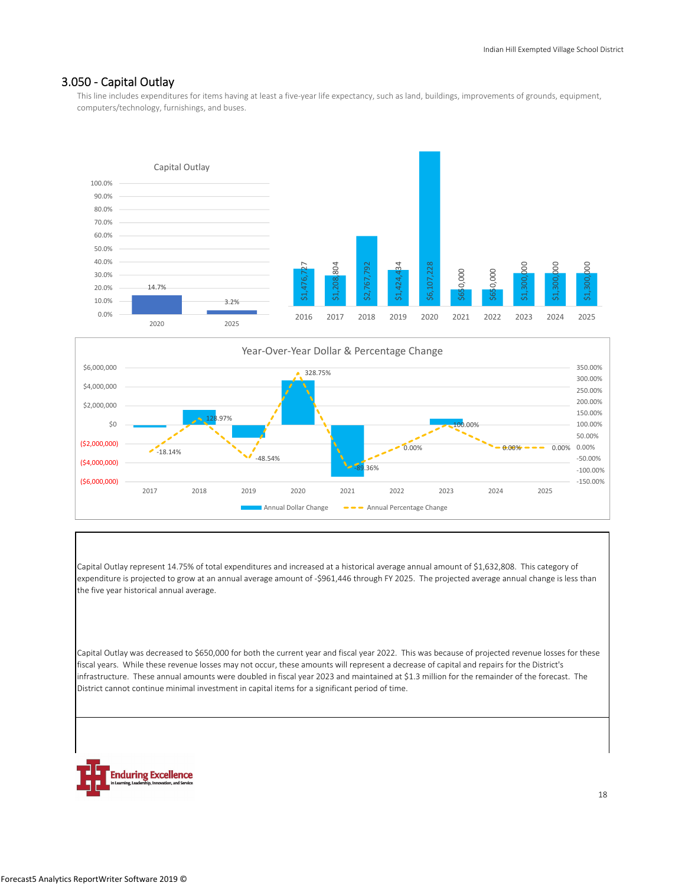## 3.050 - Capital Outlay

This line includes expenditures for items having at least a five-year life expectancy, such as land, buildings, improvements of grounds, equipment, computers/technology, furnishings, and buses.

Capital Outlay

| Year | Percentage |
| --- | --- |
| 2020 | 14.7% |
| 2025 | 3.2% |

| Year | Amount |
| --- | --- |
| 2016 | $1,476,727 |
| 2017 | $1,208,804 |
| 2018 | $2,767,792 |
| 2019 | $1,424,434 |
| 2020 | $6,107,228 |
| 2021 | $650,000 |
| 2022 | $650,000 |
| 2023 | $1,300,000 |
| 2024 | $1,300,000 |
| 2025 | $1,300,000 |

Year-Over-Year Dollar & Percentage Change

| Year | Annual Percentage Change |
| --- | --- |
| 2017 | -18.14% |
| 2018 | 128.97% |
| 2019 | -48.54% |
| 2020 | 328.75% |
| 2021 | -89.36% |
| 2022 | 0.00% |
| 2023 | 100.00% |
| 2024 | 0.00% |
| 2025 | 0.00% |

Capital Outlay represent 14.75% of total expenditures and increased at a historical average annual amount of $1,632,808. This category of expenditure is projected to grow at an annual average amount of -$961,446 through FY 2025. The projected average annual change is less than the five year historical annual average.

Capital Outlay was decreased to $650,000 for both the current year and fiscal year 2022. This was because of projected revenue losses for these fiscal years. While these revenue losses may not occur, these amounts will represent a decrease of capital and repairs for the District's infrastructure. These annual amounts were doubled in fiscal year 2023 and maintained at $1.3 million for the remainder of the forecast. The District cannot continue minimal investment in capital items for a significant period of time.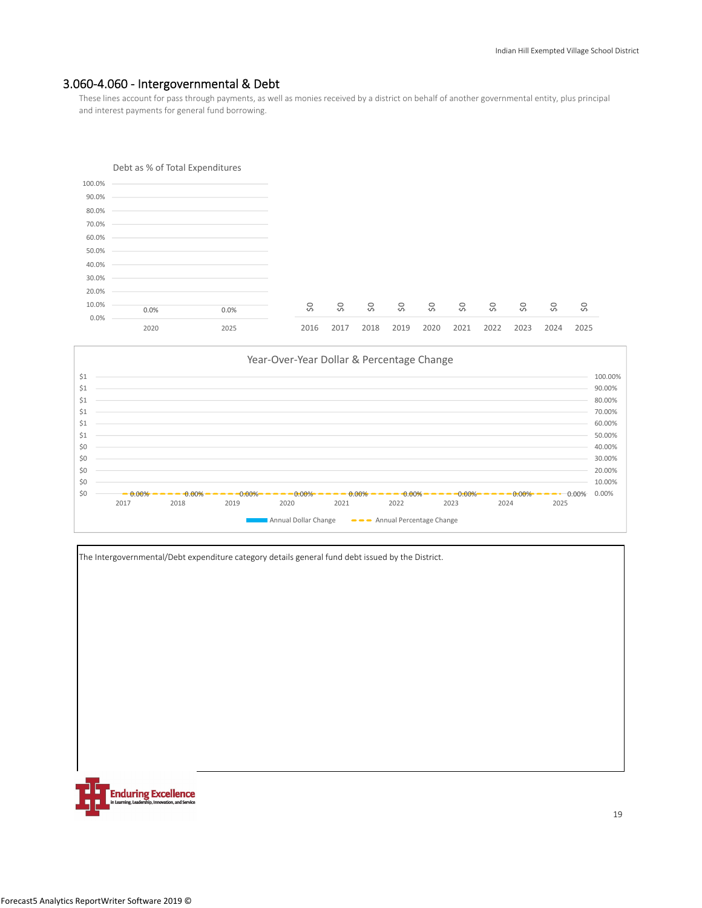## 3.060-4.060 - Intergovernmental & Debt

These lines account for pass through payments, as well as monies received by a district on behalf of another governmental entity, plus principal and interest payments for general fund borrowing.

Debt as % of Total Expenditures

| 2020 | 2025 |
|---|---|
| 0.0% | 0.0% |

| 2016 | 2017 | 2018 | 2019 | 2020 | 2021 | 2022 | 2023 | 2024 | 2025 |
|---|---|---|---|---|---|---|---|---|---|
| $0 | $0 | $0 | $0 | $0 | $0 | $0 | $0 | $0 | $0 |

Year-Over-Year Dollar & Percentage Change

| | 2017 | 2018 | 2019 | 2020 | 2021 | 2022 | 2023 | 2024 | 2025 |
|---|---|---|---|---|---|---|---|---|---|
| Annual Percentage Change | 0.00% | 0.00% | 0.00% | 0.00% | 0.00% | 0.00% | 0.00% | 0.00% | 0.00% |

The Intergovernmental/Debt expenditure category details general fund debt issued by the District.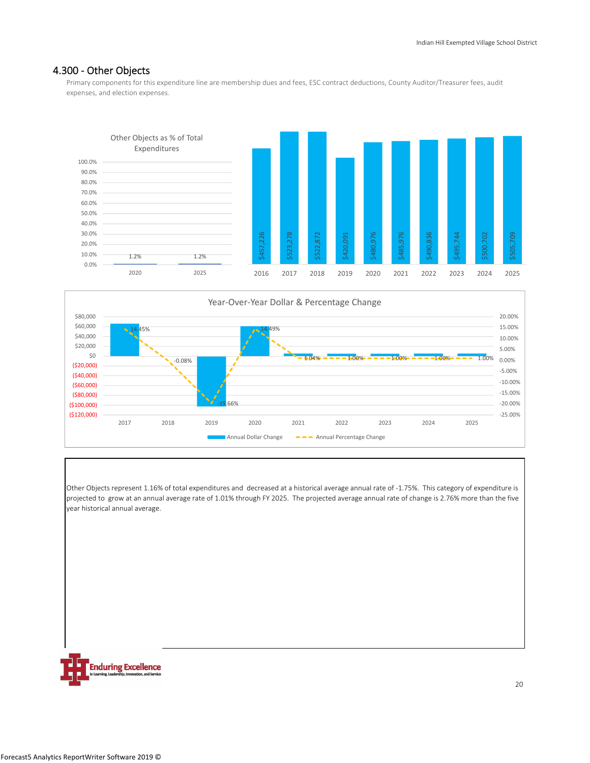## 4.300 - Other Objects

Primary components for this expenditure line are membership dues and fees, ESC contract deductions, County Auditor/Treasurer fees, audit expenses, and election expenses.

**Other Objects as % of Total Expenditures**

| Year | % |
|---|---|
| 2020 | 1.2% |
| 2025 | 1.2% |

| Year | Amount |
|---|---|
| 2016 | $457,226 |
| 2017 | $523,278 |
| 2018 | $522,872 |
| 2019 | $420,091 |
| 2020 | $480,976 |
| 2021 | $485,976 |
| 2022 | $490,836 |
| 2023 | $495,744 |
| 2024 | $500,702 |
| 2025 | $505,709 |

**Year-Over-Year Dollar & Percentage Change**

| Year | Annual Percentage Change |
|---|---|
| 2017 | 14.45% |
| 2018 | -0.08% |
| 2019 | -19.66% |
| 2020 | 14.49% |
| 2021 | 1.04% |
| 2022 | 1.00% |
| 2023 | 1.00% |
| 2024 | 1.00% |
| 2025 | 1.00% |

Other Objects represent 1.16% of total expenditures and decreased at a historical average annual rate of -1.75%. This category of expenditure is projected to grow at an annual average rate of 1.01% through FY 2025. The projected average annual rate of change is 2.76% more than the five year historical annual average.

Enduring Excellence in Learning, Leadership, Innovation, and Service

Forecast5 Analytics ReportWriter Software 2019 ©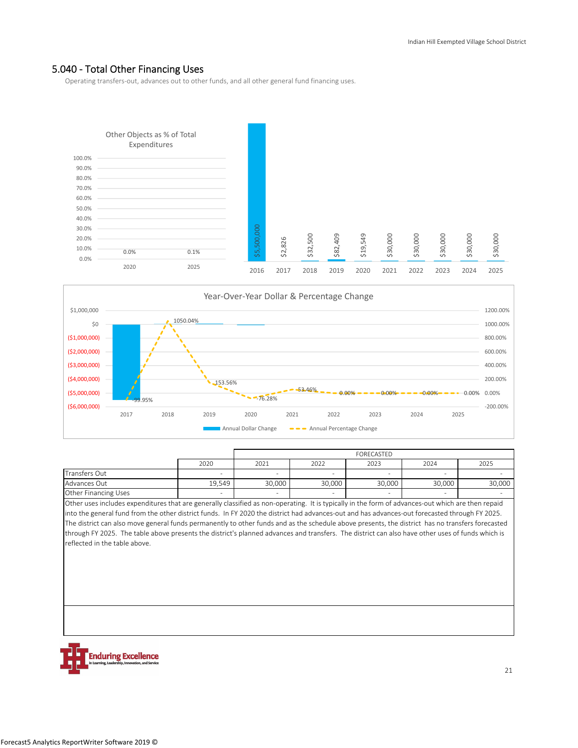## 5.040 - Total Other Financing Uses

Operating transfers-out, advances out to other funds, and all other general fund financing uses.

Other Objects as % of Total Expenditures

| | 2020 | 2025 |
|---|---|---|
| % | 0.0% | 0.1% |

| 2016 | 2017 | 2018 | 2019 | 2020 | 2021 | 2022 | 2023 | 2024 | 2025 |
|---|---|---|---|---|---|---|---|---|---|
| $5,500,000 | $2,826 | $32,500 | $82,409 | $19,549 | $30,000 | $30,000 | $30,000 | $30,000 | $30,000 |

Year-Over-Year Dollar & Percentage Change

| | 2017 | 2018 | 2019 | 2020 | 2021 | 2022 | 2023 | 2024 | 2025 |
|---|---|---|---|---|---|---|---|---|---|
| Annual Percentage Change | -99.95% | 1050.04% | 153.56% | -76.28% | 53.46% | 0.00% | 0.00% | 0.00% | 0.00% |

| | 2020 | 2021 | 2022 | 2023 | 2024 | 2025 |
|---|---|---|---|---|---|---|
| | | FORECASTED | | | | |
| Transfers Out | - | - | - | - | - | - |
| Advances Out | 19,549 | 30,000 | 30,000 | 30,000 | 30,000 | 30,000 |
| Other Financing Uses | - | - | - | - | - | - |

Other uses includes expenditures that are generally classified as non-operating. It is typically in the form of advances-out which are then repaid into the general fund from the other district funds. In FY 2020 the district had advances-out and has advances-out forecasted through FY 2025. The district can also move general funds permanently to other funds and as the schedule above presents, the district has no transfers forecasted through FY 2025. The table above presents the district's planned advances and transfers. The district can also have other uses of funds which is reflected in the table above.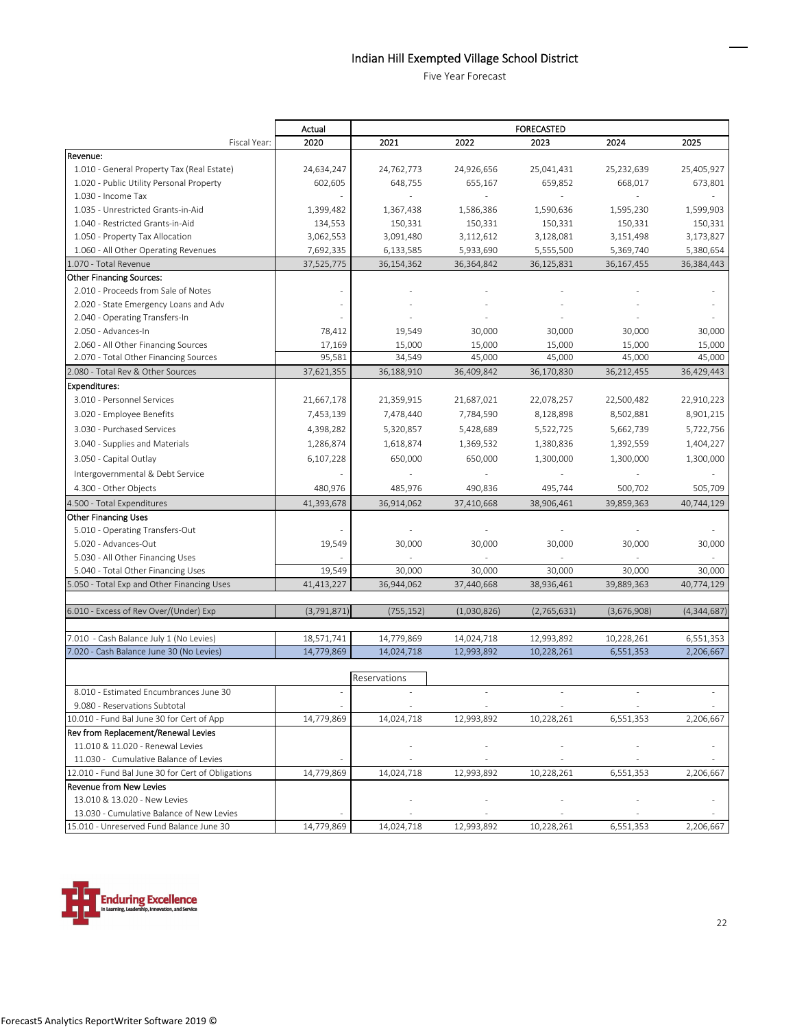# Indian Hill Exempted Village School District

Five Year Forecast

| | Actual | FORECASTED | | | | |
|---|---|---|---|---|---|---|
| Fiscal Year: | 2020 | 2021 | 2022 | 2023 | 2024 | 2025 |
| **Revenue:** | | | | | | |
| 1.010 - General Property Tax (Real Estate) | 24,634,247 | 24,762,773 | 24,926,656 | 25,041,431 | 25,232,639 | 25,405,927 |
| 1.020 - Public Utility Personal Property | 602,605 | 648,755 | 655,167 | 659,852 | 668,017 | 673,801 |
| 1.030 - Income Tax | - | - | - | - | - | - |
| 1.035 - Unrestricted Grants-in-Aid | 1,399,482 | 1,367,438 | 1,586,386 | 1,590,636 | 1,595,230 | 1,599,903 |
| 1.040 - Restricted Grants-in-Aid | 134,553 | 150,331 | 150,331 | 150,331 | 150,331 | 150,331 |
| 1.050 - Property Tax Allocation | 3,062,553 | 3,091,480 | 3,112,612 | 3,128,081 | 3,151,498 | 3,173,827 |
| 1.060 - All Other Operating Revenues | 7,692,335 | 6,133,585 | 5,933,690 | 5,555,500 | 5,369,740 | 5,380,654 |
| 1.070 - Total Revenue | 37,525,775 | 36,154,362 | 36,364,842 | 36,125,831 | 36,167,455 | 36,384,443 |
| **Other Financing Sources:** | | | | | | |
| 2.010 - Proceeds from Sale of Notes | - | - | - | - | - | - |
| 2.020 - State Emergency Loans and Adv | - | - | - | - | - | - |
| 2.040 - Operating Transfers-In | - | - | - | - | - | - |
| 2.050 - Advances-In | 78,412 | 19,549 | 30,000 | 30,000 | 30,000 | 30,000 |
| 2.060 - All Other Financing Sources | 17,169 | 15,000 | 15,000 | 15,000 | 15,000 | 15,000 |
| 2.070 - Total Other Financing Sources | 95,581 | 34,549 | 45,000 | 45,000 | 45,000 | 45,000 |
| 2.080 - Total Rev & Other Sources | 37,621,355 | 36,188,910 | 36,409,842 | 36,170,830 | 36,212,455 | 36,429,443 |
| **Expenditures:** | | | | | | |
| 3.010 - Personnel Services | 21,667,178 | 21,359,915 | 21,687,021 | 22,078,257 | 22,500,482 | 22,910,223 |
| 3.020 - Employee Benefits | 7,453,139 | 7,478,440 | 7,784,590 | 8,128,898 | 8,502,881 | 8,901,215 |
| 3.030 - Purchased Services | 4,398,282 | 5,320,857 | 5,428,689 | 5,522,725 | 5,662,739 | 5,722,756 |
| 3.040 - Supplies and Materials | 1,286,874 | 1,618,874 | 1,369,532 | 1,380,836 | 1,392,559 | 1,404,227 |
| 3.050 - Capital Outlay | 6,107,228 | 650,000 | 650,000 | 1,300,000 | 1,300,000 | 1,300,000 |
| Intergovernmental & Debt Service | - | - | - | - | - | - |
| 4.300 - Other Objects | 480,976 | 485,976 | 490,836 | 495,744 | 500,702 | 505,709 |
| 4.500 - Total Expenditures | 41,393,678 | 36,914,062 | 37,410,668 | 38,906,461 | 39,859,363 | 40,744,129 |
| **Other Financing Uses** | | | | | | |
| 5.010 - Operating Transfers-Out | - | - | - | - | - | - |
| 5.020 - Advances-Out | 19,549 | 30,000 | 30,000 | 30,000 | 30,000 | 30,000 |
| 5.030 - All Other Financing Uses | - | - | - | - | - | - |
| 5.040 - Total Other Financing Uses | 19,549 | 30,000 | 30,000 | 30,000 | 30,000 | 30,000 |
| 5.050 - Total Exp and Other Financing Uses | 41,413,227 | 36,944,062 | 37,440,668 | 38,936,461 | 39,889,363 | 40,774,129 |
| | | | | | | |
| 6.010 - Excess of Rev Over/(Under) Exp | (3,791,871) | (755,152) | (1,030,826) | (2,765,631) | (3,676,908) | (4,344,687) |
| | | | | | | |
| 7.010 - Cash Balance July 1 (No Levies) | 18,571,741 | 14,779,869 | 14,024,718 | 12,993,892 | 10,228,261 | 6,551,353 |
| 7.020 - Cash Balance June 30 (No Levies) | 14,779,869 | 14,024,718 | 12,993,892 | 10,228,261 | 6,551,353 | 2,206,667 |
| | | Reservations | | | | |
| 8.010 - Estimated Encumbrances June 30 | - | - | - | - | - | - |
| 9.080 - Reservations Subtotal | - | - | - | - | - | - |
| 10.010 - Fund Bal June 30 for Cert of App | 14,779,869 | 14,024,718 | 12,993,892 | 10,228,261 | 6,551,353 | 2,206,667 |
| **Rev from Replacement/Renewal Levies** | | | | | | |
| 11.010 & 11.020 - Renewal Levies | | - | - | - | - | - |
| 11.030 - Cumulative Balance of Levies | - | - | - | - | - | - |
| 12.010 - Fund Bal June 30 for Cert of Obligations | 14,779,869 | 14,024,718 | 12,993,892 | 10,228,261 | 6,551,353 | 2,206,667 |
| **Revenue from New Levies** | | | | | | |
| 13.010 & 13.020 - New Levies | | - | - | - | - | - |
| 13.030 - Cumulative Balance of New Levies | - | - | - | - | - | - |
| 15.010 - Unreserved Fund Balance June 30 | 14,779,869 | 14,024,718 | 12,993,892 | 10,228,261 | 6,551,353 | 2,206,667 |

Enduring Excellence in Learning, Leadership, Innovation, and Service

Forecast5 Analytics ReportWriter Software 2019 ©